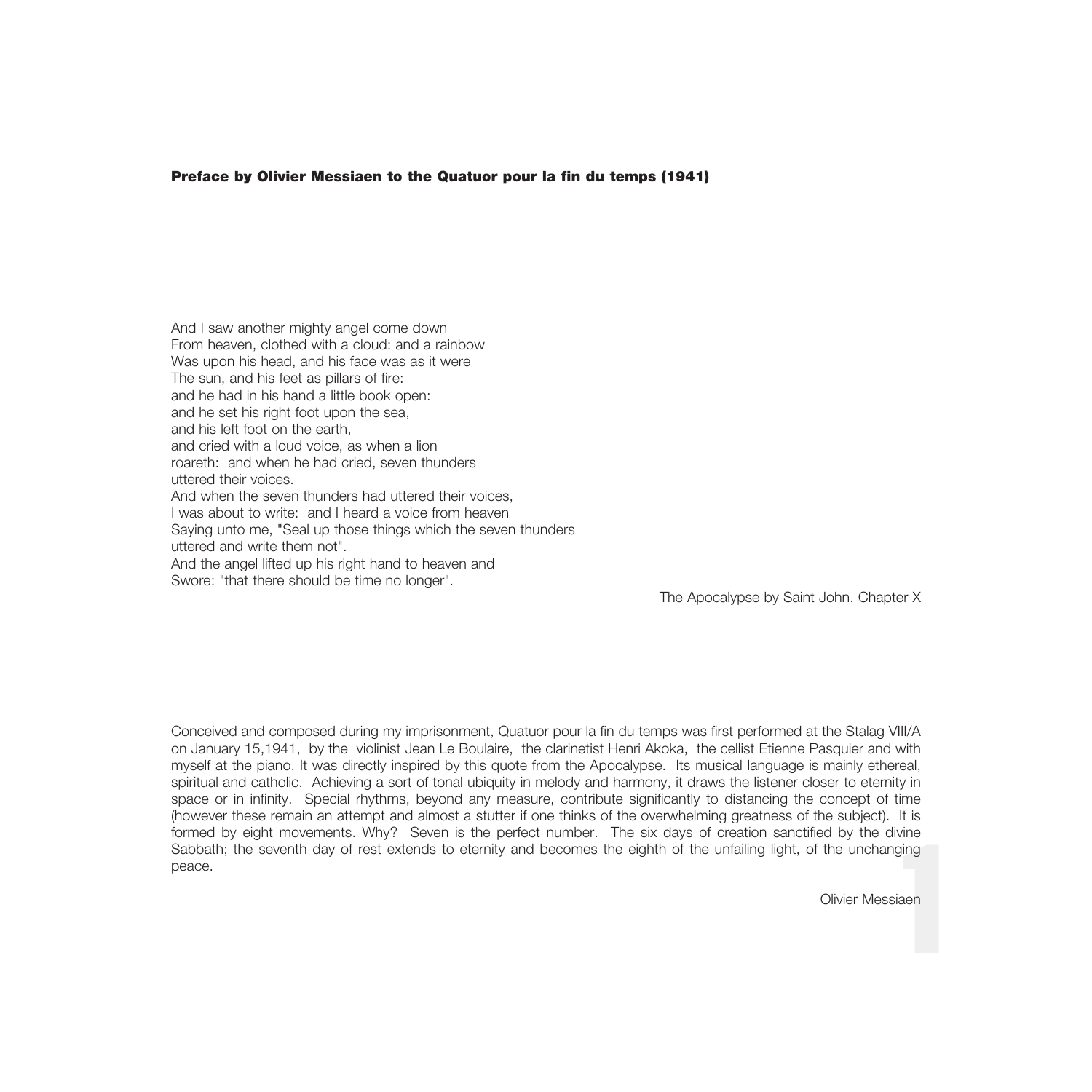**Preface by Olivier Messiaen to the Quatuor pour la fin du temps (1941)**

And I saw another mighty angel come down
From heaven, clothed with a cloud: and a rainbow
Was upon his head, and his face was as it were
The sun, and his feet as pillars of fire:
and he had in his hand a little book open:
and he set his right foot upon the sea,
and his left foot on the earth,
and cried with a loud voice, as when a lion
roareth: and when he had cried, seven thunders
uttered their voices.
And when the seven thunders had uttered their voices,
I was about to write: and I heard a voice from heaven
Saying unto me, "Seal up those things which the seven thunders
uttered and write them not".
And the angel lifted up his right hand to heaven and
Swore: "that there should be time no longer".

The Apocalypse by Saint John. Chapter X

Conceived and composed during my imprisonment, Quatuor pour la fin du temps was first performed at the Stalag VIII/A on January 15,1941, by the violinist Jean Le Boulaire, the clarinetist Henri Akoka, the cellist Etienne Pasquier and with myself at the piano. It was directly inspired by this quote from the Apocalypse. Its musical language is mainly ethereal, spiritual and catholic. Achieving a sort of tonal ubiquity in melody and harmony, it draws the listener closer to eternity in space or in infinity. Special rhythms, beyond any measure, contribute significantly to distancing the concept of time (however these remain an attempt and almost a stutter if one thinks of the overwhelming greatness of the subject). It is formed by eight movements. Why? Seven is the perfect number. The six days of creation sanctified by the divine Sabbath; the seventh day of rest extends to eternity and becomes the eighth of the unfailing light, of the unchanging peace.

Olivier Messiaen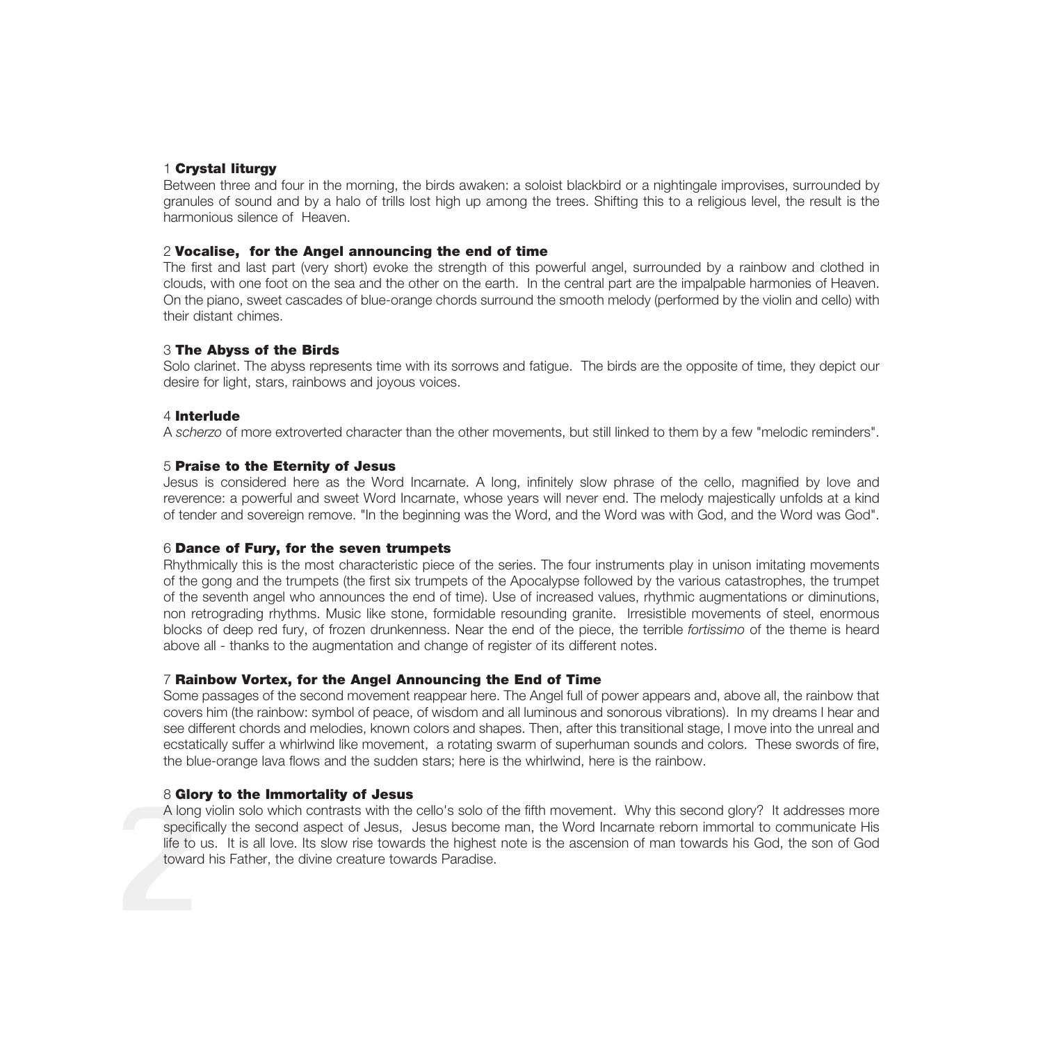### 1 **Crystal liturgy**

Between three and four in the morning, the birds awaken: a soloist blackbird or a nightingale improvises, surrounded by granules of sound and by a halo of trills lost high up among the trees. Shifting this to a religious level, the result is the harmonious silence of Heaven.

### 2 **Vocalise, for the Angel announcing the end of time**

The first and last part (very short) evoke the strength of this powerful angel, surrounded by a rainbow and clothed in clouds, with one foot on the sea and the other on the earth. In the central part are the impalpable harmonies of Heaven. On the piano, sweet cascades of blue-orange chords surround the smooth melody (performed by the violin and cello) with their distant chimes.

### 3 **The Abyss of the Birds**

Solo clarinet. The abyss represents time with its sorrows and fatigue. The birds are the opposite of time, they depict our desire for light, stars, rainbows and joyous voices.

### 4 **Interlude**

A *scherzo* of more extroverted character than the other movements, but still linked to them by a few "melodic reminders".

### 5 **Praise to the Eternity of Jesus**

Jesus is considered here as the Word Incarnate. A long, infinitely slow phrase of the cello, magnified by love and reverence: a powerful and sweet Word Incarnate, whose years will never end. The melody majestically unfolds at a kind of tender and sovereign remove. "In the beginning was the Word, and the Word was with God, and the Word was God".

### 6 **Dance of Fury, for the seven trumpets**

Rhythmically this is the most characteristic piece of the series. The four instruments play in unison imitating movements of the gong and the trumpets (the first six trumpets of the Apocalypse followed by the various catastrophes, the trumpet of the seventh angel who announces the end of time). Use of increased values, rhythmic augmentations or diminutions, non retrograding rhythms. Music like stone, formidable resounding granite. Irresistible movements of steel, enormous blocks of deep red fury, of frozen drunkenness. Near the end of the piece, the terrible *fortissimo* of the theme is heard above all - thanks to the augmentation and change of register of its different notes.

### 7 **Rainbow Vortex, for the Angel Announcing the End of Time**

Some passages of the second movement reappear here. The Angel full of power appears and, above all, the rainbow that covers him (the rainbow: symbol of peace, of wisdom and all luminous and sonorous vibrations). In my dreams I hear and see different chords and melodies, known colors and shapes. Then, after this transitional stage, I move into the unreal and ecstatically suffer a whirlwind like movement, a rotating swarm of superhuman sounds and colors. These swords of fire, the blue-orange lava flows and the sudden stars; here is the whirlwind, here is the rainbow.

### 8 **Glory to the Immortality of Jesus**

A long violin solo which contrasts with the cello's solo of the fifth movement. Why this second glory? It addresses more specifically the second aspect of Jesus, Jesus become man, the Word Incarnate reborn immortal to communicate His life to us. It is all love. Its slow rise towards the highest note is the ascension of man towards his God, the son of God toward his Father, the divine creature towards Paradise.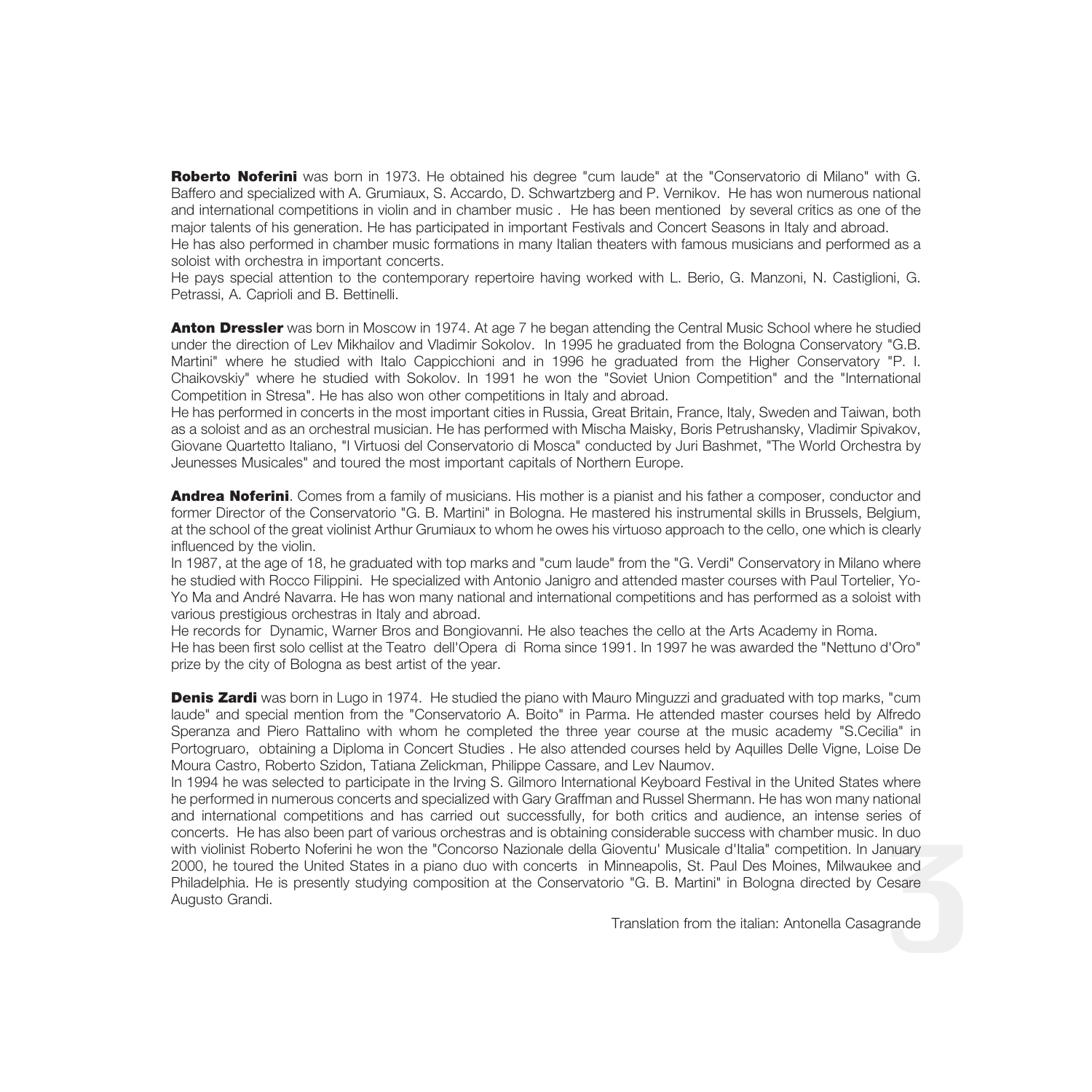**Roberto Noferini** was born in 1973. He obtained his degree "cum laude" at the "Conservatorio di Milano" with G. Baffero and specialized with A. Grumiaux, S. Accardo, D. Schwartzberg and P. Vernikov. He has won numerous national and international competitions in violin and in chamber music . He has been mentioned by several critics as one of the major talents of his generation. He has participated in important Festivals and Concert Seasons in Italy and abroad.
He has also performed in chamber music formations in many Italian theaters with famous musicians and performed as a soloist with orchestra in important concerts.
He pays special attention to the contemporary repertoire having worked with L. Berio, G. Manzoni, N. Castiglioni, G. Petrassi, A. Caprioli and B. Bettinelli.

**Anton Dressler** was born in Moscow in 1974. At age 7 he began attending the Central Music School where he studied under the direction of Lev Mikhailov and Vladimir Sokolov. In 1995 he graduated from the Bologna Conservatory "G.B. Martini" where he studied with Italo Cappicchioni and in 1996 he graduated from the Higher Conservatory "P. I. Chaikovskiy" where he studied with Sokolov. In 1991 he won the "Soviet Union Competition" and the "International Competition in Stresa". He has also won other competitions in Italy and abroad.
He has performed in concerts in the most important cities in Russia, Great Britain, France, Italy, Sweden and Taiwan, both as a soloist and as an orchestral musician. He has performed with Mischa Maisky, Boris Petrushansky, Vladimir Spivakov, Giovane Quartetto Italiano, "I Virtuosi del Conservatorio di Mosca" conducted by Juri Bashmet, "The World Orchestra by Jeunesses Musicales" and toured the most important capitals of Northern Europe.

**Andrea Noferini**. Comes from a family of musicians. His mother is a pianist and his father a composer, conductor and former Director of the Conservatorio "G. B. Martini" in Bologna. He mastered his instrumental skills in Brussels, Belgium, at the school of the great violinist Arthur Grumiaux to whom he owes his virtuoso approach to the cello, one which is clearly influenced by the violin.
In 1987, at the age of 18, he graduated with top marks and "cum laude" from the "G. Verdi" Conservatory in Milano where he studied with Rocco Filippini. He specialized with Antonio Janigro and attended master courses with Paul Tortelier, Yo-Yo Ma and André Navarra. He has won many national and international competitions and has performed as a soloist with various prestigious orchestras in Italy and abroad.
He records for Dynamic, Warner Bros and Bongiovanni. He also teaches the cello at the Arts Academy in Roma.
He has been first solo cellist at the Teatro dell'Opera di Roma since 1991. In 1997 he was awarded the "Nettuno d'Oro" prize by the city of Bologna as best artist of the year.

**Denis Zardi** was born in Lugo in 1974. He studied the piano with Mauro Minguzzi and graduated with top marks, "cum laude" and special mention from the "Conservatorio A. Boito" in Parma. He attended master courses held by Alfredo Speranza and Piero Rattalino with whom he completed the three year course at the music academy "S.Cecilia" in Portogruaro, obtaining a Diploma in Concert Studies . He also attended courses held by Aquilles Delle Vigne, Loise De Moura Castro, Roberto Szidon, Tatiana Zelickman, Philippe Cassare, and Lev Naumov.
In 1994 he was selected to participate in the Irving S. Gilmoro International Keyboard Festival in the United States where he performed in numerous concerts and specialized with Gary Graffman and Russel Shermann. He has won many national and international competitions and has carried out successfully, for both critics and audience, an intense series of concerts. He has also been part of various orchestras and is obtaining considerable success with chamber music. In duo with violinist Roberto Noferini he won the "Concorso Nazionale della Gioventu' Musicale d'Italia" competition. In January 2000, he toured the United States in a piano duo with concerts in Minneapolis, St. Paul Des Moines, Milwaukee and Philadelphia. He is presently studying composition at the Conservatorio "G. B. Martini" in Bologna directed by Cesare Augusto Grandi.

Translation from the italian: Antonella Casagrande